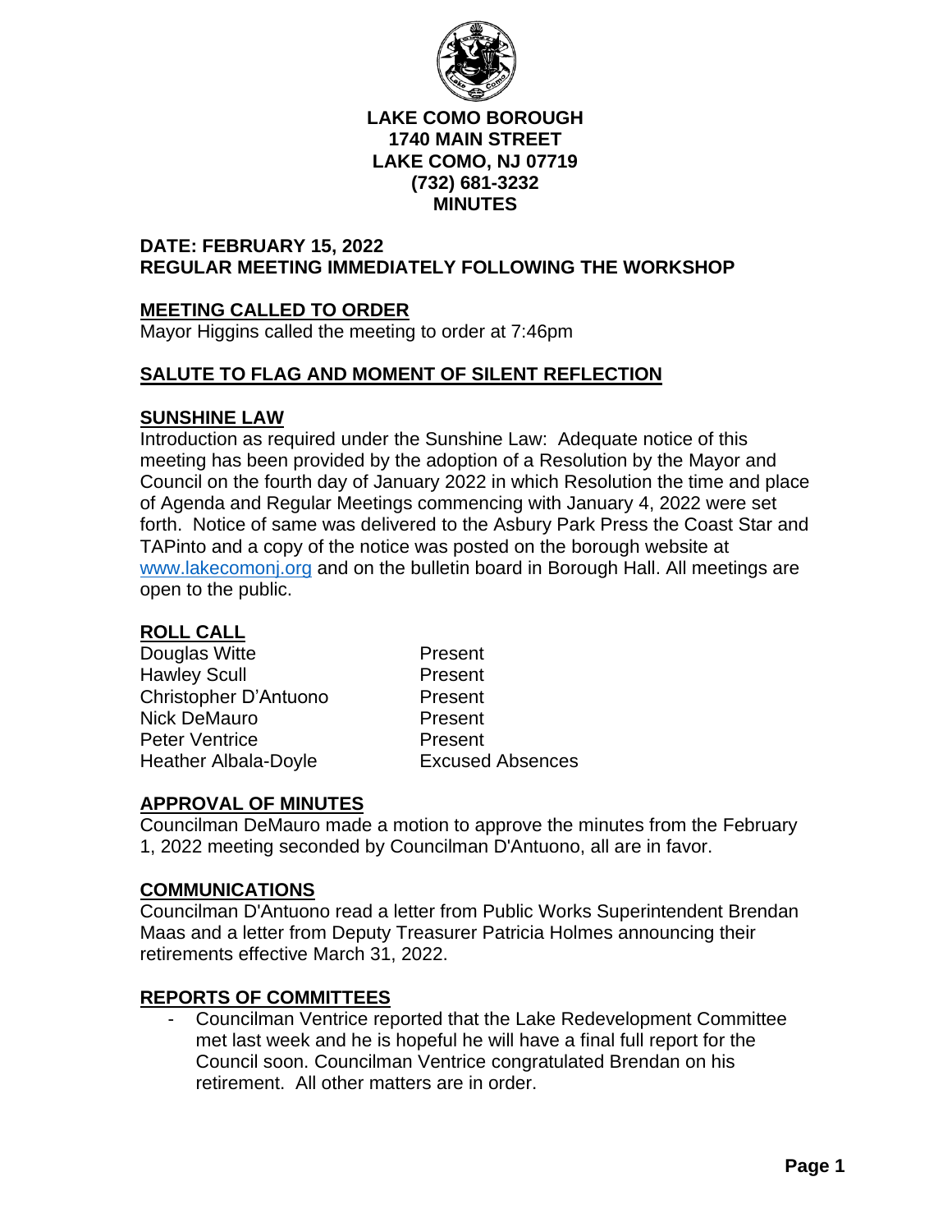**LAKE COMO BOROUGH**
**1740 MAIN STREET**
**LAKE COMO, NJ 07719**
**(732) 681-3232**
**MINUTES**

**DATE: FEBRUARY 15, 2022**
**REGULAR MEETING IMMEDIATELY FOLLOWING THE WORKSHOP**

## MEETING CALLED TO ORDER

Mayor Higgins called the meeting to order at 7:46pm

## SALUTE TO FLAG AND MOMENT OF SILENT REFLECTION

## SUNSHINE LAW

Introduction as required under the Sunshine Law: Adequate notice of this meeting has been provided by the adoption of a Resolution by the Mayor and Council on the fourth day of January 2022 in which Resolution the time and place of Agenda and Regular Meetings commencing with January 4, 2022 were set forth. Notice of same was delivered to the Asbury Park Press the Coast Star and TAPinto and a copy of the notice was posted on the borough website at www.lakecomonj.org and on the bulletin board in Borough Hall. All meetings are open to the public.

## ROLL CALL

| | |
|---|---|
| Douglas Witte | Present |
| Hawley Scull | Present |
| Christopher D'Antuono | Present |
| Nick DeMauro | Present |
| Peter Ventrice | Present |
| Heather Albala-Doyle | Excused Absences |

## APPROVAL OF MINUTES

Councilman DeMauro made a motion to approve the minutes from the February 1, 2022 meeting seconded by Councilman D'Antuono, all are in favor.

## COMMUNICATIONS

Councilman D'Antuono read a letter from Public Works Superintendent Brendan Maas and a letter from Deputy Treasurer Patricia Holmes announcing their retirements effective March 31, 2022.

## REPORTS OF COMMITTEES

- Councilman Ventrice reported that the Lake Redevelopment Committee met last week and he is hopeful he will have a final full report for the Council soon. Councilman Ventrice congratulated Brendan on his retirement. All other matters are in order.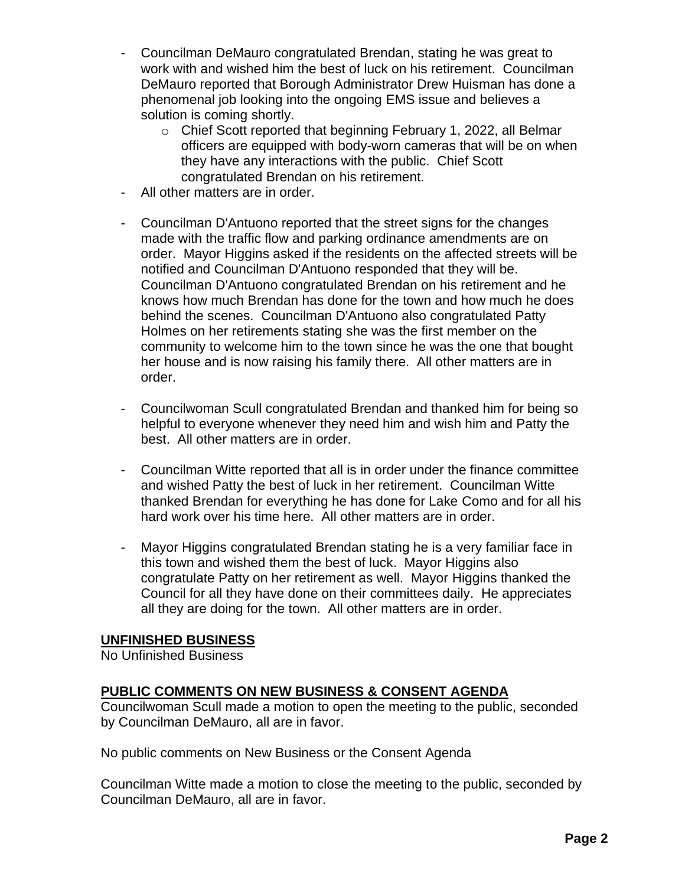- Councilman DeMauro congratulated Brendan, stating he was great to work with and wished him the best of luck on his retirement. Councilman DeMauro reported that Borough Administrator Drew Huisman has done a phenomenal job looking into the ongoing EMS issue and believes a solution is coming shortly.
  - Chief Scott reported that beginning February 1, 2022, all Belmar officers are equipped with body-worn cameras that will be on when they have any interactions with the public. Chief Scott congratulated Brendan on his retirement.
- All other matters are in order.

- Councilman D'Antuono reported that the street signs for the changes made with the traffic flow and parking ordinance amendments are on order. Mayor Higgins asked if the residents on the affected streets will be notified and Councilman D'Antuono responded that they will be. Councilman D'Antuono congratulated Brendan on his retirement and he knows how much Brendan has done for the town and how much he does behind the scenes. Councilman D'Antuono also congratulated Patty Holmes on her retirements stating she was the first member on the community to welcome him to the town since he was the one that bought her house and is now raising his family there. All other matters are in order.

- Councilwoman Scull congratulated Brendan and thanked him for being so helpful to everyone whenever they need him and wish him and Patty the best. All other matters are in order.

- Councilman Witte reported that all is in order under the finance committee and wished Patty the best of luck in her retirement. Councilman Witte thanked Brendan for everything he has done for Lake Como and for all his hard work over his time here. All other matters are in order.

- Mayor Higgins congratulated Brendan stating he is a very familiar face in this town and wished them the best of luck. Mayor Higgins also congratulate Patty on her retirement as well. Mayor Higgins thanked the Council for all they have done on their committees daily. He appreciates all they are doing for the town. All other matters are in order.

## UNFINISHED BUSINESS

No Unfinished Business

## PUBLIC COMMENTS ON NEW BUSINESS & CONSENT AGENDA

Councilwoman Scull made a motion to open the meeting to the public, seconded by Councilman DeMauro, all are in favor.

No public comments on New Business or the Consent Agenda

Councilman Witte made a motion to close the meeting to the public, seconded by Councilman DeMauro, all are in favor.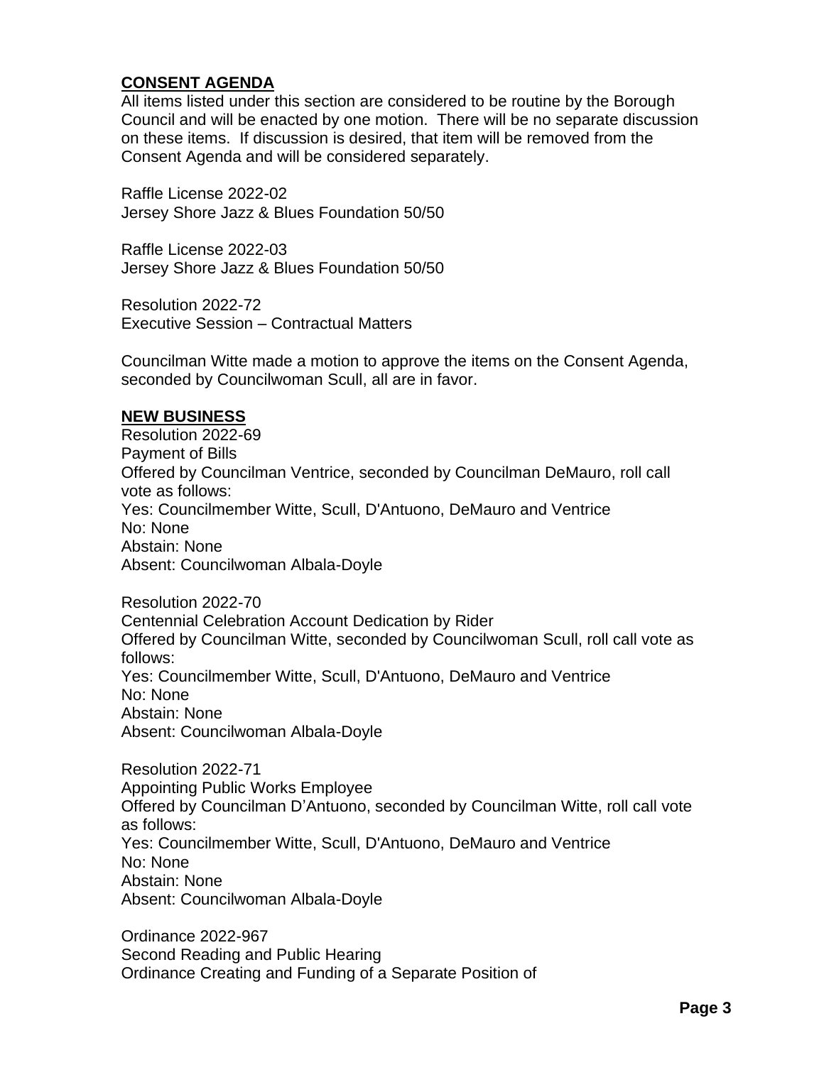**CONSENT AGENDA**

All items listed under this section are considered to be routine by the Borough Council and will be enacted by one motion. There will be no separate discussion on these items. If discussion is desired, that item will be removed from the Consent Agenda and will be considered separately.

Raffle License 2022-02
Jersey Shore Jazz & Blues Foundation 50/50

Raffle License 2022-03
Jersey Shore Jazz & Blues Foundation 50/50

Resolution 2022-72
Executive Session – Contractual Matters

Councilman Witte made a motion to approve the items on the Consent Agenda, seconded by Councilwoman Scull, all are in favor.

**NEW BUSINESS**

Resolution 2022-69
Payment of Bills
Offered by Councilman Ventrice, seconded by Councilman DeMauro, roll call vote as follows:
Yes: Councilmember Witte, Scull, D'Antuono, DeMauro and Ventrice
No: None
Abstain: None
Absent: Councilwoman Albala-Doyle

Resolution 2022-70
Centennial Celebration Account Dedication by Rider
Offered by Councilman Witte, seconded by Councilwoman Scull, roll call vote as follows:
Yes: Councilmember Witte, Scull, D'Antuono, DeMauro and Ventrice
No: None
Abstain: None
Absent: Councilwoman Albala-Doyle

Resolution 2022-71
Appointing Public Works Employee
Offered by Councilman D'Antuono, seconded by Councilman Witte, roll call vote as follows:
Yes: Councilmember Witte, Scull, D'Antuono, DeMauro and Ventrice
No: None
Abstain: None
Absent: Councilwoman Albala-Doyle

Ordinance 2022-967
Second Reading and Public Hearing
Ordinance Creating and Funding of a Separate Position of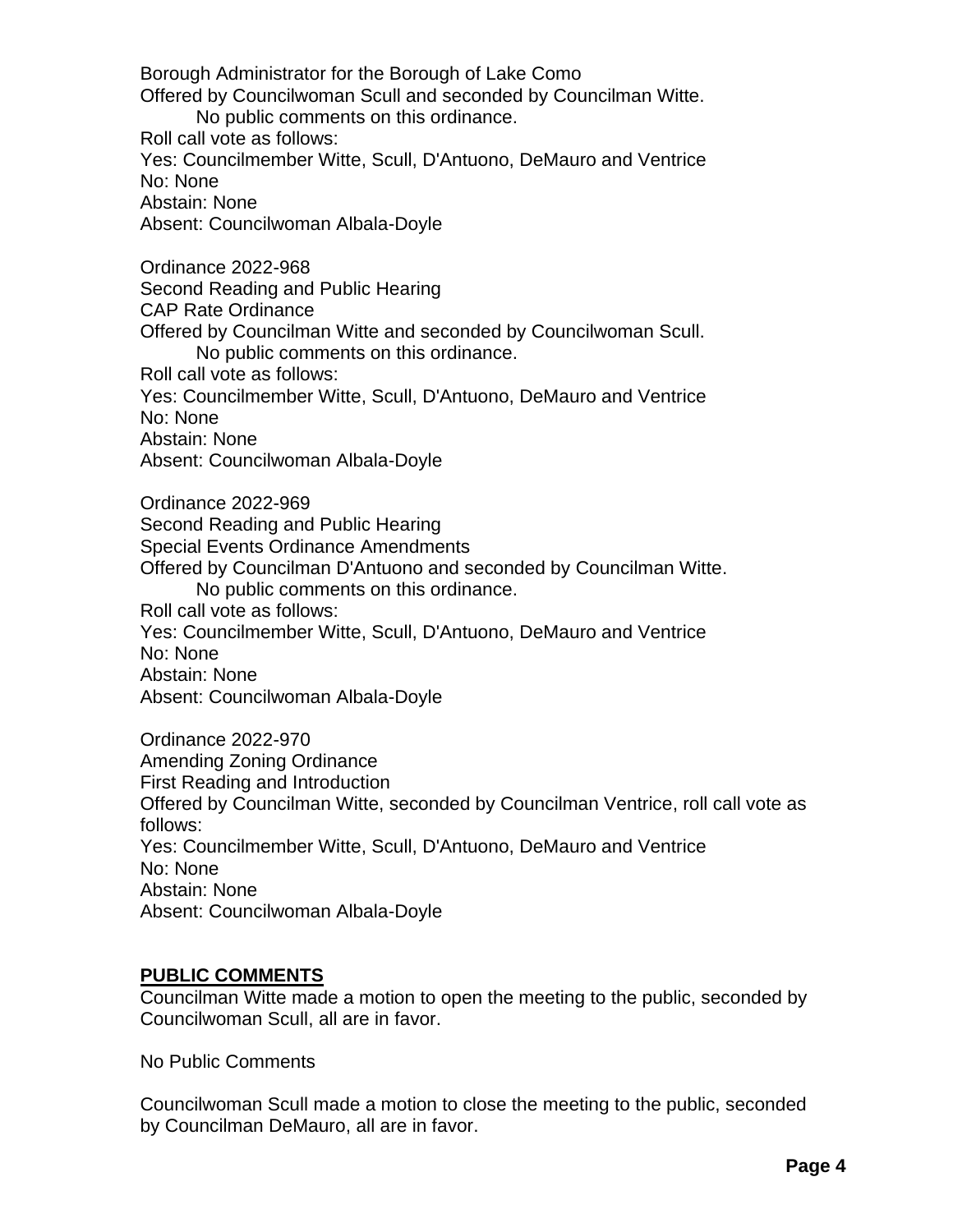Borough Administrator for the Borough of Lake Como
Offered by Councilwoman Scull and seconded by Councilman Witte.
No public comments on this ordinance.
Roll call vote as follows:
Yes: Councilmember Witte, Scull, D'Antuono, DeMauro and Ventrice
No: None
Abstain: None
Absent: Councilwoman Albala-Doyle

Ordinance 2022-968
Second Reading and Public Hearing
CAP Rate Ordinance
Offered by Councilman Witte and seconded by Councilwoman Scull.
No public comments on this ordinance.
Roll call vote as follows:
Yes: Councilmember Witte, Scull, D'Antuono, DeMauro and Ventrice
No: None
Abstain: None
Absent: Councilwoman Albala-Doyle

Ordinance 2022-969
Second Reading and Public Hearing
Special Events Ordinance Amendments
Offered by Councilman D'Antuono and seconded by Councilman Witte.
No public comments on this ordinance.
Roll call vote as follows:
Yes: Councilmember Witte, Scull, D'Antuono, DeMauro and Ventrice
No: None
Abstain: None
Absent: Councilwoman Albala-Doyle

Ordinance 2022-970
Amending Zoning Ordinance
First Reading and Introduction
Offered by Councilman Witte, seconded by Councilman Ventrice, roll call vote as follows:
Yes: Councilmember Witte, Scull, D'Antuono, DeMauro and Ventrice
No: None
Abstain: None
Absent: Councilwoman Albala-Doyle

**PUBLIC COMMENTS**

Councilman Witte made a motion to open the meeting to the public, seconded by Councilwoman Scull, all are in favor.

No Public Comments

Councilwoman Scull made a motion to close the meeting to the public, seconded by Councilman DeMauro, all are in favor.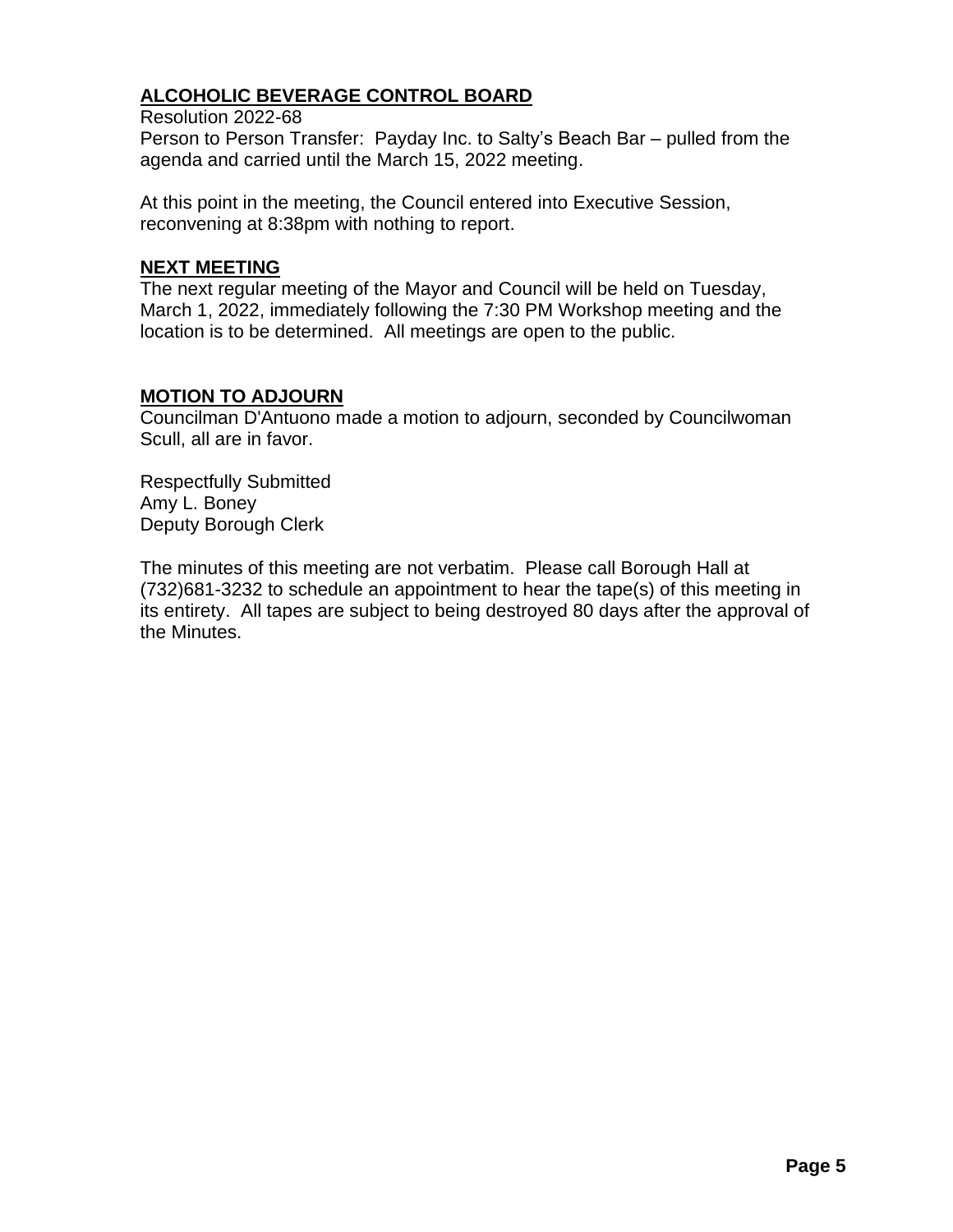## ALCOHOLIC BEVERAGE CONTROL BOARD

Resolution 2022-68
Person to Person Transfer: Payday Inc. to Salty's Beach Bar – pulled from the agenda and carried until the March 15, 2022 meeting.

At this point in the meeting, the Council entered into Executive Session, reconvening at 8:38pm with nothing to report.

## NEXT MEETING

The next regular meeting of the Mayor and Council will be held on Tuesday, March 1, 2022, immediately following the 7:30 PM Workshop meeting and the location is to be determined. All meetings are open to the public.

## MOTION TO ADJOURN

Councilman D'Antuono made a motion to adjourn, seconded by Councilwoman Scull, all are in favor.

Respectfully Submitted
Amy L. Boney
Deputy Borough Clerk

The minutes of this meeting are not verbatim. Please call Borough Hall at (732)681-3232 to schedule an appointment to hear the tape(s) of this meeting in its entirety. All tapes are subject to being destroyed 80 days after the approval of the Minutes.